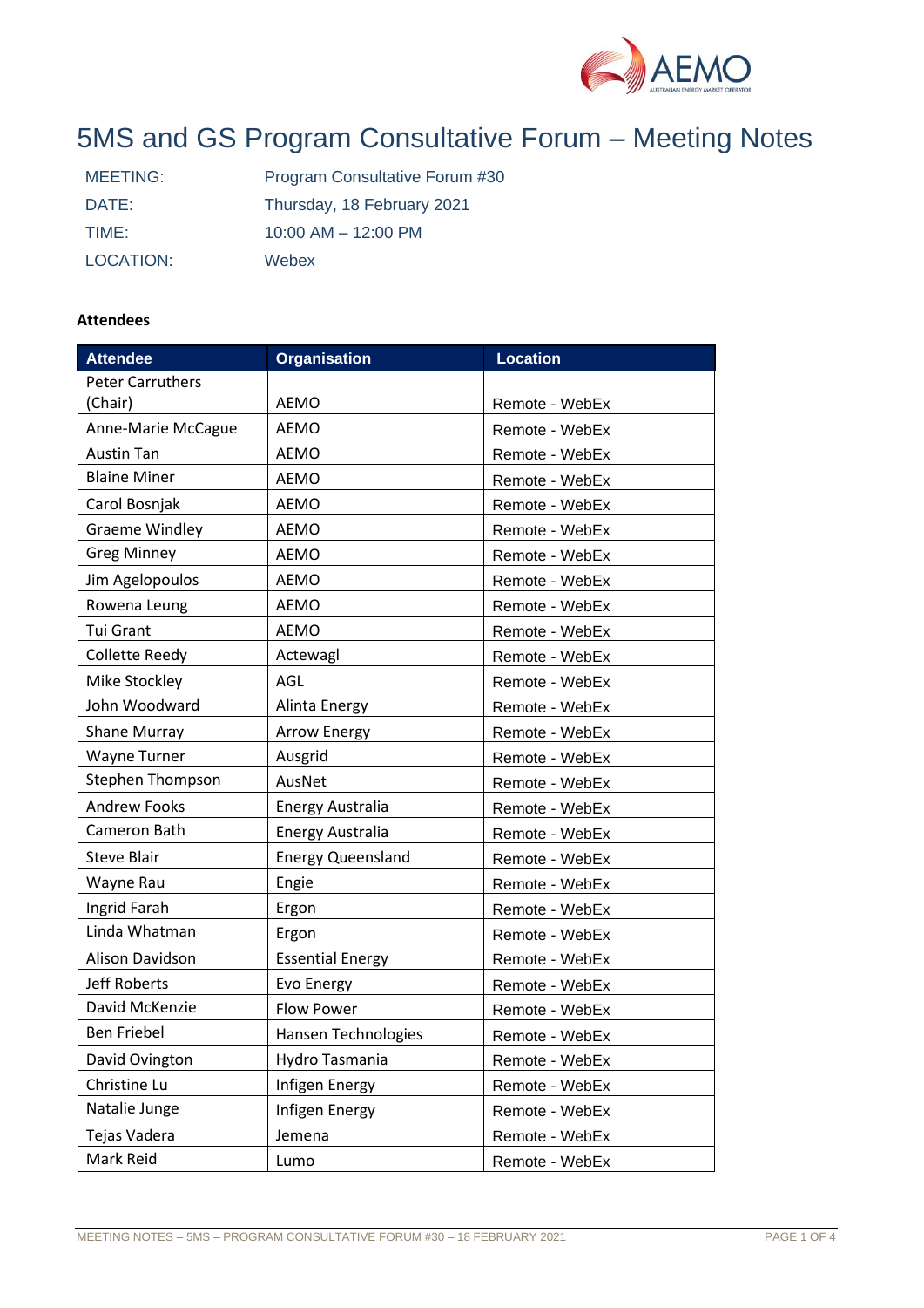# 5MS and GS Program Consultative Forum – Meeting Notes

| | |
|---|---|
| MEETING: | Program Consultative Forum #30 |
| DATE: | Thursday, 18 February 2021 |
| TIME: | 10:00 AM – 12:00 PM |
| LOCATION: | Webex |

**Attendees**

| Attendee | Organisation | Location |
|---|---|---|
| Peter Carruthers (Chair) | AEMO | Remote - WebEx |
| Anne-Marie McCague | AEMO | Remote - WebEx |
| Austin Tan | AEMO | Remote - WebEx |
| Blaine Miner | AEMO | Remote - WebEx |
| Carol Bosnjak | AEMO | Remote - WebEx |
| Graeme Windley | AEMO | Remote - WebEx |
| Greg Minney | AEMO | Remote - WebEx |
| Jim Agelopoulos | AEMO | Remote - WebEx |
| Rowena Leung | AEMO | Remote - WebEx |
| Tui Grant | AEMO | Remote - WebEx |
| Collette Reedy | Actewagl | Remote - WebEx |
| Mike Stockley | AGL | Remote - WebEx |
| John Woodward | Alinta Energy | Remote - WebEx |
| Shane Murray | Arrow Energy | Remote - WebEx |
| Wayne Turner | Ausgrid | Remote - WebEx |
| Stephen Thompson | AusNet | Remote - WebEx |
| Andrew Fooks | Energy Australia | Remote - WebEx |
| Cameron Bath | Energy Australia | Remote - WebEx |
| Steve Blair | Energy Queensland | Remote - WebEx |
| Wayne Rau | Engie | Remote - WebEx |
| Ingrid Farah | Ergon | Remote - WebEx |
| Linda Whatman | Ergon | Remote - WebEx |
| Alison Davidson | Essential Energy | Remote - WebEx |
| Jeff Roberts | Evo Energy | Remote - WebEx |
| David McKenzie | Flow Power | Remote - WebEx |
| Ben Friebel | Hansen Technologies | Remote - WebEx |
| David Ovington | Hydro Tasmania | Remote - WebEx |
| Christine Lu | Infigen Energy | Remote - WebEx |
| Natalie Junge | Infigen Energy | Remote - WebEx |
| Tejas Vadera | Jemena | Remote - WebEx |
| Mark Reid | Lumo | Remote - WebEx |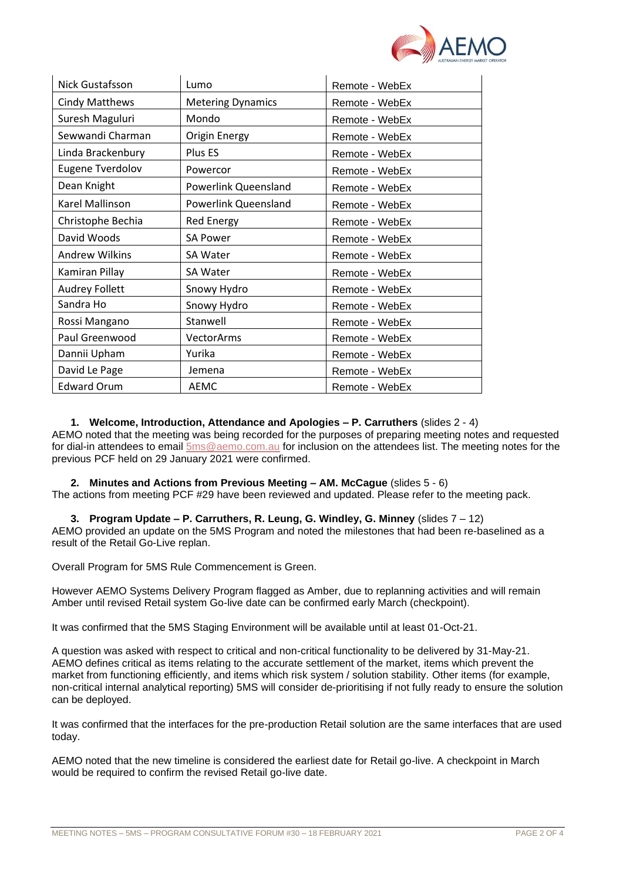| Nick Gustafsson | Lumo | Remote - WebEx |
|---|---|---|
| Cindy Matthews | Metering Dynamics | Remote - WebEx |
| Suresh Maguluri | Mondo | Remote - WebEx |
| Sewwandi Charman | Origin Energy | Remote - WebEx |
| Linda Brackenbury | Plus ES | Remote - WebEx |
| Eugene Tverdolov | Powercor | Remote - WebEx |
| Dean Knight | Powerlink Queensland | Remote - WebEx |
| Karel Mallinson | Powerlink Queensland | Remote - WebEx |
| Christophe Bechia | Red Energy | Remote - WebEx |
| David Woods | SA Power | Remote - WebEx |
| Andrew Wilkins | SA Water | Remote - WebEx |
| Kamiran Pillay | SA Water | Remote - WebEx |
| Audrey Follett | Snowy Hydro | Remote - WebEx |
| Sandra Ho | Snowy Hydro | Remote - WebEx |
| Rossi Mangano | Stanwell | Remote - WebEx |
| Paul Greenwood | VectorArms | Remote - WebEx |
| Dannii Upham | Yurika | Remote - WebEx |
| David Le Page | Jemena | Remote - WebEx |
| Edward Orum | AEMC | Remote - WebEx |

1. **Welcome, Introduction, Attendance and Apologies – P. Carruthers** (slides 2 - 4)

AEMO noted that the meeting was being recorded for the purposes of preparing meeting notes and requested for dial-in attendees to email 5ms@aemo.com.au for inclusion on the attendees list. The meeting notes for the previous PCF held on 29 January 2021 were confirmed.

2. **Minutes and Actions from Previous Meeting – AM. McCague** (slides 5 - 6)

The actions from meeting PCF #29 have been reviewed and updated. Please refer to the meeting pack.

3. **Program Update – P. Carruthers, R. Leung, G. Windley, G. Minney** (slides 7 – 12)

AEMO provided an update on the 5MS Program and noted the milestones that had been re-baselined as a result of the Retail Go-Live replan.

Overall Program for 5MS Rule Commencement is Green.

However AEMO Systems Delivery Program flagged as Amber, due to replanning activities and will remain Amber until revised Retail system Go-live date can be confirmed early March (checkpoint).

It was confirmed that the 5MS Staging Environment will be available until at least 01-Oct-21.

A question was asked with respect to critical and non-critical functionality to be delivered by 31-May-21. AEMO defines critical as items relating to the accurate settlement of the market, items which prevent the market from functioning efficiently, and items which risk system / solution stability. Other items (for example, non-critical internal analytical reporting) 5MS will consider de-prioritising if not fully ready to ensure the solution can be deployed.

It was confirmed that the interfaces for the pre-production Retail solution are the same interfaces that are used today.

AEMO noted that the new timeline is considered the earliest date for Retail go-live. A checkpoint in March would be required to confirm the revised Retail go-live date.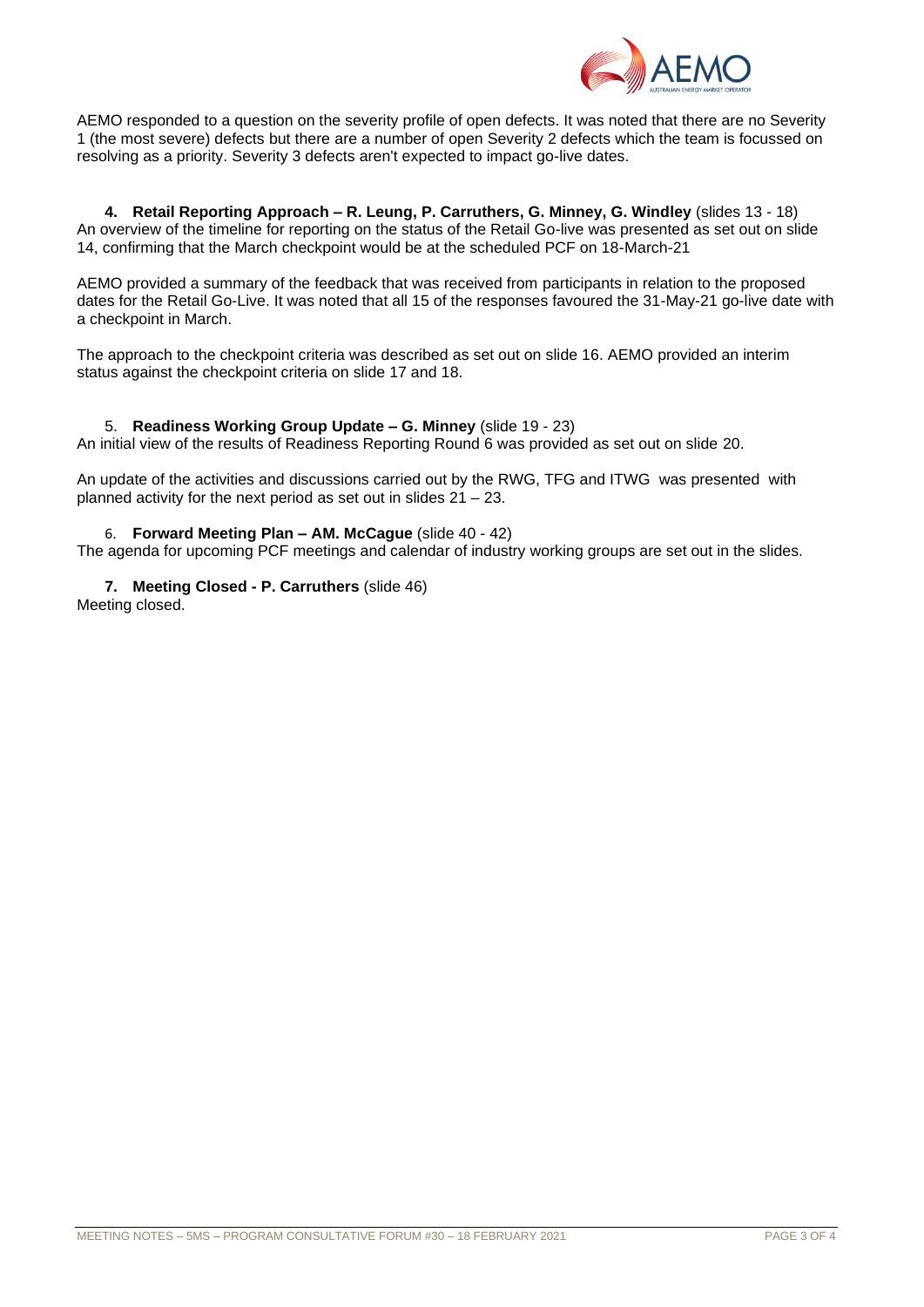AEMO responded to a question on the severity profile of open defects. It was noted that there are no Severity 1 (the most severe) defects but there are a number of open Severity 2 defects which the team is focussed on resolving as a priority. Severity 3 defects aren't expected to impact go-live dates.

4. **Retail Reporting Approach – R. Leung, P. Carruthers, G. Minney, G. Windley** (slides 13 - 18)

An overview of the timeline for reporting on the status of the Retail Go-live was presented as set out on slide 14, confirming that the March checkpoint would be at the scheduled PCF on 18-March-21

AEMO provided a summary of the feedback that was received from participants in relation to the proposed dates for the Retail Go-Live. It was noted that all 15 of the responses favoured the 31-May-21 go-live date with a checkpoint in March.

The approach to the checkpoint criteria was described as set out on slide 16. AEMO provided an interim status against the checkpoint criteria on slide 17 and 18.

5. **Readiness Working Group Update – G. Minney** (slide 19 - 23)

An initial view of the results of Readiness Reporting Round 6 was provided as set out on slide 20.

An update of the activities and discussions carried out by the RWG, TFG and ITWG was presented with planned activity for the next period as set out in slides 21 – 23.

6. **Forward Meeting Plan – AM. McCague** (slide 40 - 42)

The agenda for upcoming PCF meetings and calendar of industry working groups are set out in the slides.

7. **Meeting Closed - P. Carruthers** (slide 46)

Meeting closed.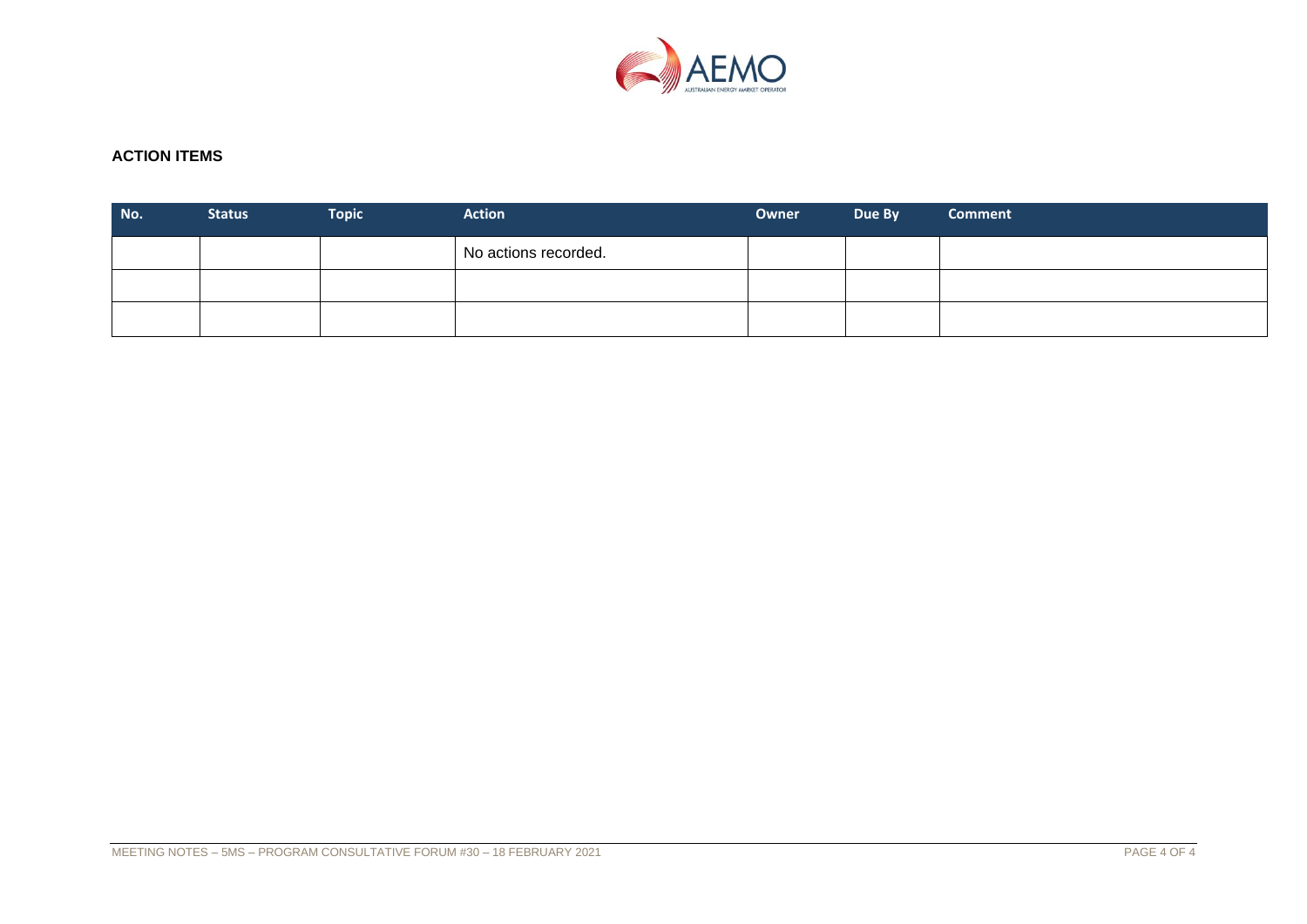**ACTION ITEMS**

| No. | Status | Topic | Action | Owner | Due By | Comment |
|---|---|---|---|---|---|---|
| | | | No actions recorded. | | | |
| | | | | | | |
| | | | | | | |